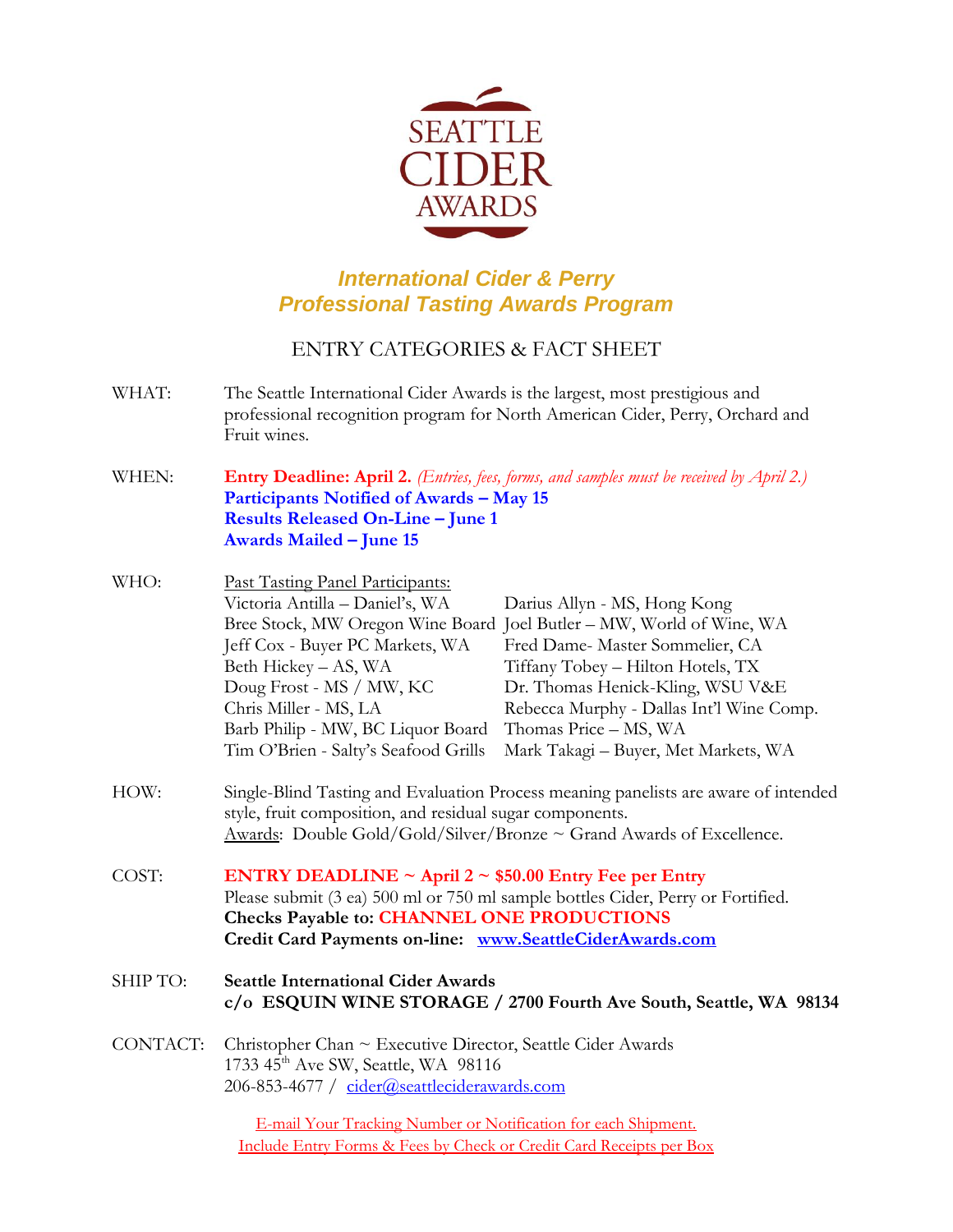# SEATTLE CIDER AWARDS

## *International Cider & Perry*
## *Professional Tasting Awards Program*

### ENTRY CATEGORIES & FACT SHEET

**WHAT:** The Seattle International Cider Awards is the largest, most prestigious and professional recognition program for North American Cider, Perry, Orchard and Fruit wines.

**WHEN:** **Entry Deadline: April 2.** *(Entries, fees, forms, and samples must be received by April 2.)*
**Participants Notified of Awards – May 15**
**Results Released On-Line – June 1**
**Awards Mailed – June 15**

**WHO:** Past Tasting Panel Participants:

| | |
|---|---|
| Victoria Antilla – Daniel's, WA | Darius Allyn - MS, Hong Kong |
| Bree Stock, MW Oregon Wine Board | Joel Butler – MW, World of Wine, WA |
| Jeff Cox - Buyer PC Markets, WA | Fred Dame- Master Sommelier, CA |
| Beth Hickey – AS, WA | Tiffany Tobey – Hilton Hotels, TX |
| Doug Frost - MS / MW, KC | Dr. Thomas Henick-Kling, WSU V&E |
| Chris Miller - MS, LA | Rebecca Murphy - Dallas Int'l Wine Comp. |
| Barb Philip - MW, BC Liquor Board | Thomas Price – MS, WA |
| Tim O'Brien - Salty's Seafood Grills | Mark Takagi – Buyer, Met Markets, WA |

**HOW:** Single-Blind Tasting and Evaluation Process meaning panelists are aware of intended style, fruit composition, and residual sugar components.
Awards: Double Gold/Gold/Silver/Bronze ~ Grand Awards of Excellence.

**COST:** **ENTRY DEADLINE ~ April 2 ~ $50.00 Entry Fee per Entry**
Please submit (3 ea) 500 ml or 750 ml sample bottles Cider, Perry or Fortified.
**Checks Payable to: CHANNEL ONE PRODUCTIONS**
**Credit Card Payments on-line: [www.SeattleCiderAwards.com](http://www.SeattleCiderAwards.com)**

**SHIP TO:** **Seattle International Cider Awards**
**c/o ESQUIN WINE STORAGE / 2700 Fourth Ave South, Seattle, WA 98134**

**CONTACT:** Christopher Chan ~ Executive Director, Seattle Cider Awards
1733 45th Ave SW, Seattle, WA 98116
206-853-4677 / cider@seattleciderawards.com

E-mail Your Tracking Number or Notification for each Shipment.
Include Entry Forms & Fees by Check or Credit Card Receipts per Box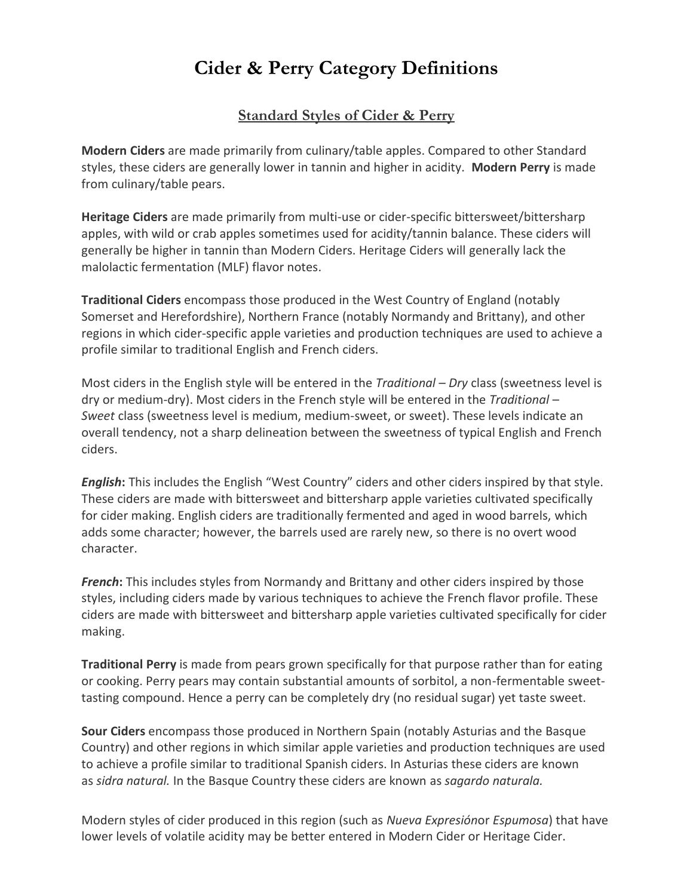# Cider & Perry Category Definitions

## Standard Styles of Cider & Perry

**Modern Ciders** are made primarily from culinary/table apples. Compared to other Standard styles, these ciders are generally lower in tannin and higher in acidity. **Modern Perry** is made from culinary/table pears.

**Heritage Ciders** are made primarily from multi-use or cider-specific bittersweet/bittersharp apples, with wild or crab apples sometimes used for acidity/tannin balance. These ciders will generally be higher in tannin than Modern Ciders. Heritage Ciders will generally lack the malolactic fermentation (MLF) flavor notes.

**Traditional Ciders** encompass those produced in the West Country of England (notably Somerset and Herefordshire), Northern France (notably Normandy and Brittany), and other regions in which cider-specific apple varieties and production techniques are used to achieve a profile similar to traditional English and French ciders.

Most ciders in the English style will be entered in the *Traditional – Dry* class (sweetness level is dry or medium-dry). Most ciders in the French style will be entered in the *Traditional – Sweet* class (sweetness level is medium, medium-sweet, or sweet). These levels indicate an overall tendency, not a sharp delineation between the sweetness of typical English and French ciders.

***English*:** This includes the English "West Country" ciders and other ciders inspired by that style. These ciders are made with bittersweet and bittersharp apple varieties cultivated specifically for cider making. English ciders are traditionally fermented and aged in wood barrels, which adds some character; however, the barrels used are rarely new, so there is no overt wood character.

***French*:** This includes styles from Normandy and Brittany and other ciders inspired by those styles, including ciders made by various techniques to achieve the French flavor profile. These ciders are made with bittersweet and bittersharp apple varieties cultivated specifically for cider making.

**Traditional Perry** is made from pears grown specifically for that purpose rather than for eating or cooking. Perry pears may contain substantial amounts of sorbitol, a non-fermentable sweet-tasting compound. Hence a perry can be completely dry (no residual sugar) yet taste sweet.

**Sour Ciders** encompass those produced in Northern Spain (notably Asturias and the Basque Country) and other regions in which similar apple varieties and production techniques are used to achieve a profile similar to traditional Spanish ciders. In Asturias these ciders are known as *sidra natural.* In the Basque Country these ciders are known as *sagardo naturala.*

Modern styles of cider produced in this region (such as *Nueva Expresión*or *Espumosa*) that have lower levels of volatile acidity may be better entered in Modern Cider or Heritage Cider.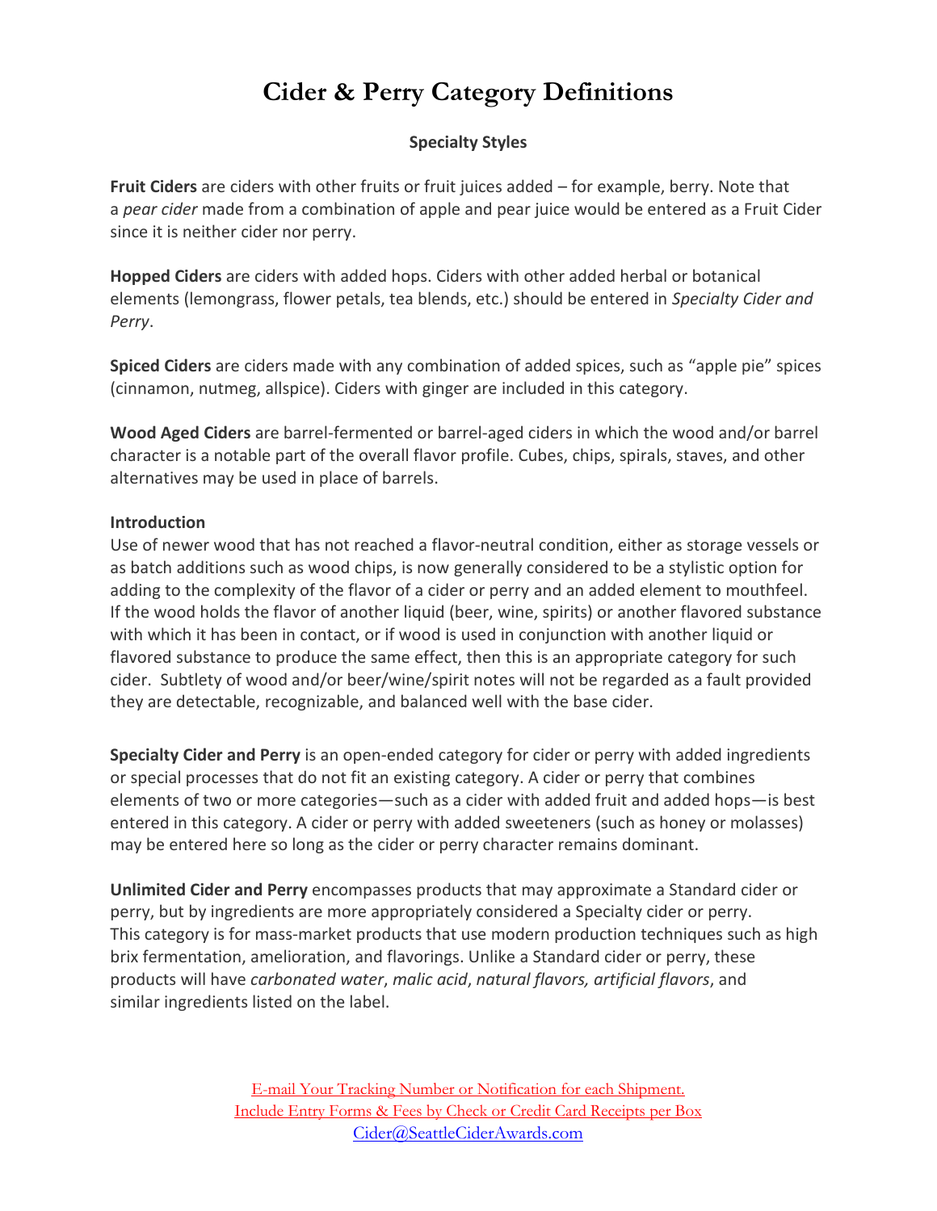# Cider & Perry Category Definitions

## Specialty Styles

**Fruit Ciders** are ciders with other fruits or fruit juices added – for example, berry. Note that a *pear cider* made from a combination of apple and pear juice would be entered as a Fruit Cider since it is neither cider nor perry.

**Hopped Ciders** are ciders with added hops. Ciders with other added herbal or botanical elements (lemongrass, flower petals, tea blends, etc.) should be entered in *Specialty Cider and Perry*.

**Spiced Ciders** are ciders made with any combination of added spices, such as "apple pie" spices (cinnamon, nutmeg, allspice). Ciders with ginger are included in this category.

**Wood Aged Ciders** are barrel-fermented or barrel-aged ciders in which the wood and/or barrel character is a notable part of the overall flavor profile. Cubes, chips, spirals, staves, and other alternatives may be used in place of barrels.

**Introduction**
Use of newer wood that has not reached a flavor-neutral condition, either as storage vessels or as batch additions such as wood chips, is now generally considered to be a stylistic option for adding to the complexity of the flavor of a cider or perry and an added element to mouthfeel. If the wood holds the flavor of another liquid (beer, wine, spirits) or another flavored substance with which it has been in contact, or if wood is used in conjunction with another liquid or flavored substance to produce the same effect, then this is an appropriate category for such cider. Subtlety of wood and/or beer/wine/spirit notes will not be regarded as a fault provided they are detectable, recognizable, and balanced well with the base cider.

**Specialty Cider and Perry** is an open-ended category for cider or perry with added ingredients or special processes that do not fit an existing category. A cider or perry that combines elements of two or more categories—such as a cider with added fruit and added hops—is best entered in this category. A cider or perry with added sweeteners (such as honey or molasses) may be entered here so long as the cider or perry character remains dominant.

**Unlimited Cider and Perry** encompasses products that may approximate a Standard cider or perry, but by ingredients are more appropriately considered a Specialty cider or perry. This category is for mass-market products that use modern production techniques such as high brix fermentation, amelioration, and flavorings. Unlike a Standard cider or perry, these products will have *carbonated water*, *malic acid*, *natural flavors, artificial flavors*, and similar ingredients listed on the label.

E-mail Your Tracking Number or Notification for each Shipment.
Include Entry Forms & Fees by Check or Credit Card Receipts per Box
Cider@SeattleCiderAwards.com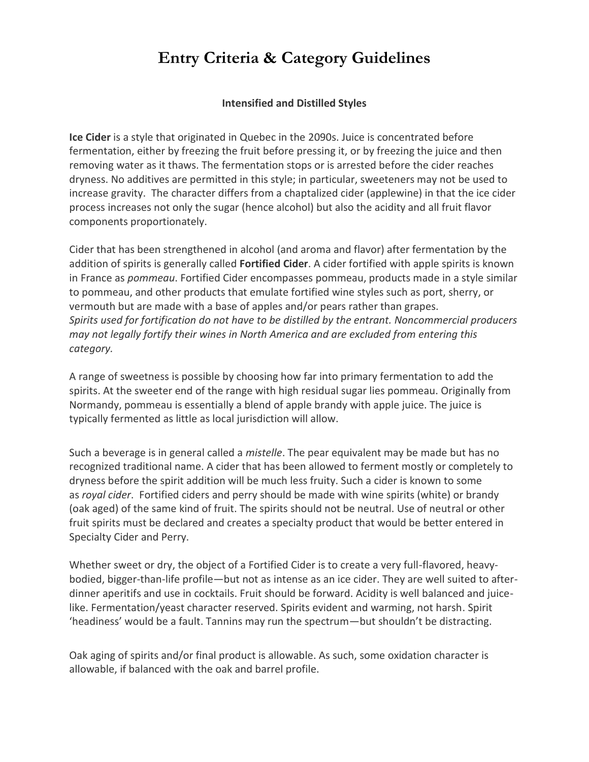# Entry Criteria & Category Guidelines

### Intensified and Distilled Styles

**Ice Cider** is a style that originated in Quebec in the 2090s. Juice is concentrated before fermentation, either by freezing the fruit before pressing it, or by freezing the juice and then removing water as it thaws. The fermentation stops or is arrested before the cider reaches dryness. No additives are permitted in this style; in particular, sweeteners may not be used to increase gravity. The character differs from a chaptalized cider (applewine) in that the ice cider process increases not only the sugar (hence alcohol) but also the acidity and all fruit flavor components proportionately.

Cider that has been strengthened in alcohol (and aroma and flavor) after fermentation by the addition of spirits is generally called **Fortified Cider**. A cider fortified with apple spirits is known in France as *pommeau*. Fortified Cider encompasses pommeau, products made in a style similar to pommeau, and other products that emulate fortified wine styles such as port, sherry, or vermouth but are made with a base of apples and/or pears rather than grapes.
*Spirits used for fortification do not have to be distilled by the entrant. Noncommercial producers may not legally fortify their wines in North America and are excluded from entering this category.*

A range of sweetness is possible by choosing how far into primary fermentation to add the spirits. At the sweeter end of the range with high residual sugar lies pommeau. Originally from Normandy, pommeau is essentially a blend of apple brandy with apple juice. The juice is typically fermented as little as local jurisdiction will allow.

Such a beverage is in general called a *mistelle*. The pear equivalent may be made but has no recognized traditional name. A cider that has been allowed to ferment mostly or completely to dryness before the spirit addition will be much less fruity. Such a cider is known to some as *royal cider*. Fortified ciders and perry should be made with wine spirits (white) or brandy (oak aged) of the same kind of fruit. The spirits should not be neutral. Use of neutral or other fruit spirits must be declared and creates a specialty product that would be better entered in Specialty Cider and Perry.

Whether sweet or dry, the object of a Fortified Cider is to create a very full-flavored, heavy-bodied, bigger-than-life profile—but not as intense as an ice cider. They are well suited to after-dinner aperitifs and use in cocktails. Fruit should be forward. Acidity is well balanced and juice-like. Fermentation/yeast character reserved. Spirits evident and warming, not harsh. Spirit 'headiness' would be a fault. Tannins may run the spectrum—but shouldn't be distracting.

Oak aging of spirits and/or final product is allowable. As such, some oxidation character is allowable, if balanced with the oak and barrel profile.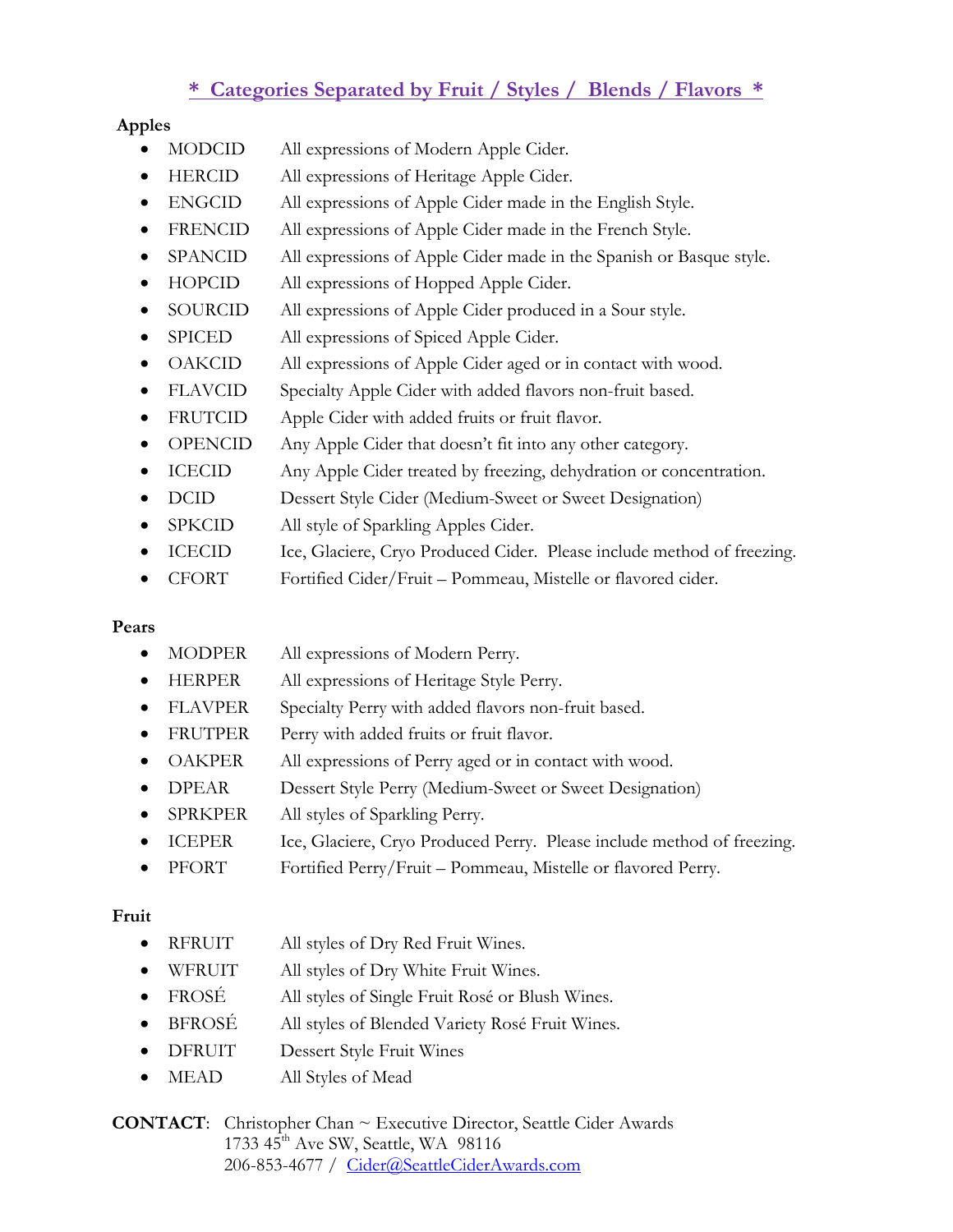## * Categories Separated by Fruit / Styles / Blends / Flavors *

**Apples**

- MODCID All expressions of Modern Apple Cider.
- HERCID All expressions of Heritage Apple Cider.
- ENGCID All expressions of Apple Cider made in the English Style.
- FRENCID All expressions of Apple Cider made in the French Style.
- SPANCID All expressions of Apple Cider made in the Spanish or Basque style.
- HOPCID All expressions of Hopped Apple Cider.
- SOURCID All expressions of Apple Cider produced in a Sour style.
- SPICED All expressions of Spiced Apple Cider.
- OAKCID All expressions of Apple Cider aged or in contact with wood.
- FLAVCID Specialty Apple Cider with added flavors non-fruit based.
- FRUTCID Apple Cider with added fruits or fruit flavor.
- OPENCID Any Apple Cider that doesn't fit into any other category.
- ICECID Any Apple Cider treated by freezing, dehydration or concentration.
- DCID Dessert Style Cider (Medium-Sweet or Sweet Designation)
- SPKCID All style of Sparkling Apples Cider.
- ICECID Ice, Glaciere, Cryo Produced Cider. Please include method of freezing.
- CFORT Fortified Cider/Fruit – Pommeau, Mistelle or flavored cider.

**Pears**

- MODPER All expressions of Modern Perry.
- HERPER All expressions of Heritage Style Perry.
- FLAVPER Specialty Perry with added flavors non-fruit based.
- FRUTPER Perry with added fruits or fruit flavor.
- OAKPER All expressions of Perry aged or in contact with wood.
- DPEAR Dessert Style Perry (Medium-Sweet or Sweet Designation)
- SPRKPER All styles of Sparkling Perry.
- ICEPER Ice, Glaciere, Cryo Produced Perry. Please include method of freezing.
- PFORT Fortified Perry/Fruit – Pommeau, Mistelle or flavored Perry.

**Fruit**

- RFRUIT All styles of Dry Red Fruit Wines.
- WFRUIT All styles of Dry White Fruit Wines.
- FROSÉ All styles of Single Fruit Rosé or Blush Wines.
- BFROSÉ All styles of Blended Variety Rosé Fruit Wines.
- DFRUIT Dessert Style Fruit Wines
- MEAD All Styles of Mead

**CONTACT**: Christopher Chan ~ Executive Director, Seattle Cider Awards
1733 45th Ave SW, Seattle, WA 98116
206-853-4677 / Cider@SeattleCiderAwards.com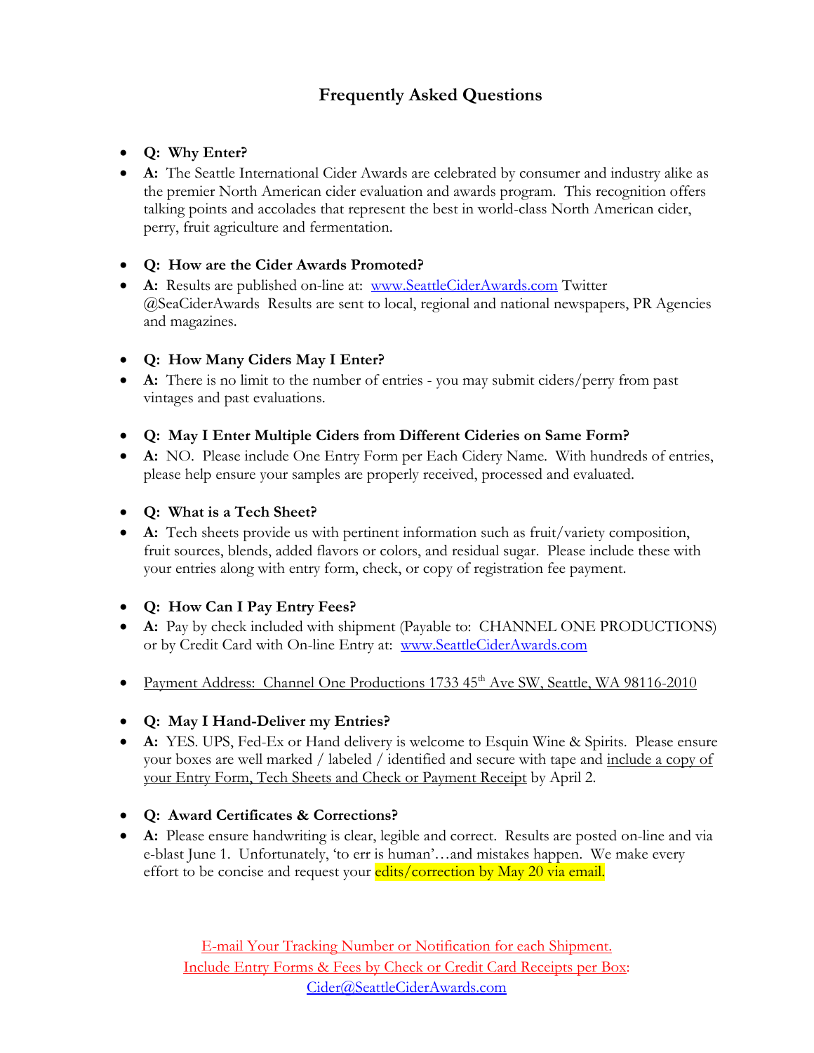# Frequently Asked Questions

- **Q: Why Enter?**
- **A:** The Seattle International Cider Awards are celebrated by consumer and industry alike as the premier North American cider evaluation and awards program. This recognition offers talking points and accolades that represent the best in world-class North American cider, perry, fruit agriculture and fermentation.

- **Q: How are the Cider Awards Promoted?**
- **A:** Results are published on-line at: www.SeattleCiderAwards.com Twitter @SeaCiderAwards Results are sent to local, regional and national newspapers, PR Agencies and magazines.

- **Q: How Many Ciders May I Enter?**
- **A:** There is no limit to the number of entries - you may submit ciders/perry from past vintages and past evaluations.

- **Q: May I Enter Multiple Ciders from Different Cideries on Same Form?**
- **A:** NO. Please include One Entry Form per Each Cidery Name. With hundreds of entries, please help ensure your samples are properly received, processed and evaluated.

- **Q: What is a Tech Sheet?**
- **A:** Tech sheets provide us with pertinent information such as fruit/variety composition, fruit sources, blends, added flavors or colors, and residual sugar. Please include these with your entries along with entry form, check, or copy of registration fee payment.

- **Q: How Can I Pay Entry Fees?**
- **A:** Pay by check included with shipment (Payable to: CHANNEL ONE PRODUCTIONS) or by Credit Card with On-line Entry at: www.SeattleCiderAwards.com

- Payment Address: Channel One Productions 1733 45th Ave SW, Seattle, WA 98116-2010

- **Q: May I Hand-Deliver my Entries?**
- **A:** YES. UPS, Fed-Ex or Hand delivery is welcome to Esquin Wine & Spirits. Please ensure your boxes are well marked / labeled / identified and secure with tape and include a copy of your Entry Form, Tech Sheets and Check or Payment Receipt by April 2.

- **Q: Award Certificates & Corrections?**
- **A:** Please ensure handwriting is clear, legible and correct. Results are posted on-line and via e-blast June 1. Unfortunately, 'to err is human'…and mistakes happen. We make every effort to be concise and request your edits/correction by May 20 via email.

E-mail Your Tracking Number or Notification for each Shipment.
Include Entry Forms & Fees by Check or Credit Card Receipts per Box:
Cider@SeattleCiderAwards.com